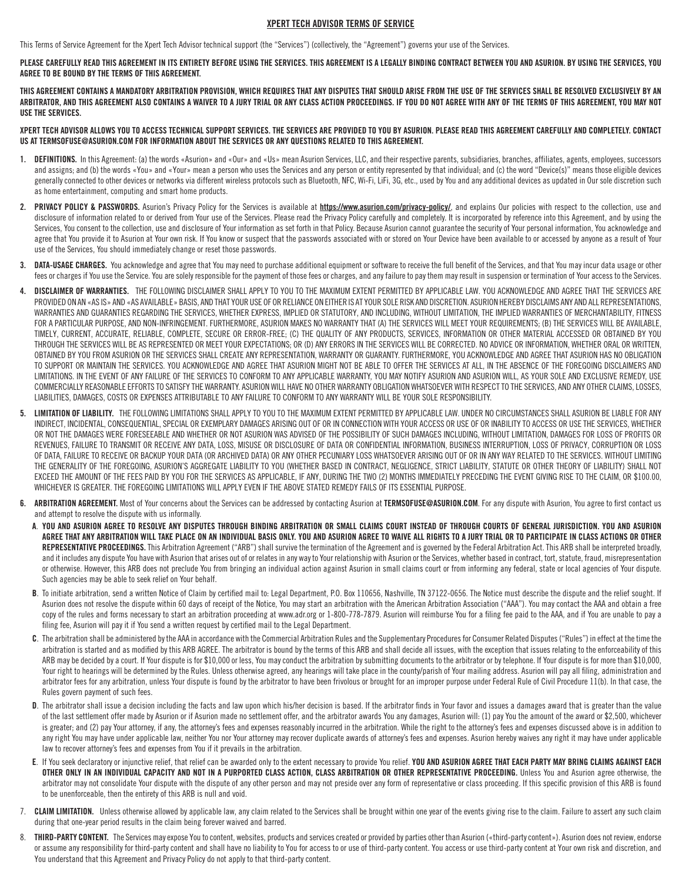# XPERT TECH ADVISOR TERMS OF SERVICE

This Terms of Service Agreement for the Xpert Tech Advisor technical support (the "Services") (collectively, the "Agreement") governs your use of the Services.

**PLEASE CAREFULLY READ THIS AGREEMENT IN ITS ENTIRETY BEFORE USING THE SERVICES. THIS AGREEMENT IS A LEGALLY BINDING CONTRACT BETWEEN YOU AND ASURION. BY USING THE SERVICES, YOU AGREE TO BE BOUND BY THE TERMS OF THIS AGREEMENT.**

**THIS AGREEMENT CONTAINS A MANDATORY ARBITRATION PROVISION, WHICH REQUIRES THAT ANY DISPUTES THAT SHOULD ARISE FROM THE USE OF THE SERVICES SHALL BE RESOLVED EXCLUSIVELY BY AN ARBITRATOR, AND THIS AGREEMENT ALSO CONTAINS A WAIVER TO A JURY TRIAL OR ANY CLASS ACTION PROCEEDINGS. IF YOU DO NOT AGREE WITH ANY OF THE TERMS OF THIS AGREEMENT, YOU MAY NOT USE THE SERVICES.**

**XPERT TECH ADVISOR ALLOWS YOU TO ACCESS TECHNICAL SUPPORT SERVICES. THE SERVICES ARE PROVIDED TO YOU BY ASURION. PLEASE READ THIS AGREEMENT CAREFULLY AND COMPLETELY. CONTACT US AT TERMSOFUSE@ASURION.COM FOR INFORMATION ABOUT THE SERVICES OR ANY QUESTIONS RELATED TO THIS AGREEMENT.**

1. **DEFINITIONS.** In this Agreement: (a) the words «Asurion» and «Our» and «Us» mean Asurion Services, LLC, and their respective parents, subsidiaries, branches, affiliates, agents, employees, successors and assigns; and (b) the words «You» and «Your» mean a person who uses the Services and any person or entity represented by that individual; and (c) the word "Device(s)" means those eligible devices generally connected to other devices or networks via different wireless protocols such as Bluetooth, NFC, Wi-Fi, LiFi, 3G, etc., used by You and any additional devices as updated in Our sole discretion such as home entertainment, computing and smart home products.

2. **PRIVACY POLICY & PASSWORDS.** Asurion's Privacy Policy for the Services is available at **https://www.asurion.com/privacy-policy/**, and explains Our policies with respect to the collection, use and disclosure of information related to or derived from Your use of the Services. Please read the Privacy Policy carefully and completely. It is incorporated by reference into this Agreement, and by using the Services, You consent to the collection, use and disclosure of Your information as set forth in that Policy. Because Asurion cannot guarantee the security of Your personal information, You acknowledge and agree that You provide it to Asurion at Your own risk. If You know or suspect that the passwords associated with or stored on Your Device have been available to or accessed by anyone as a result of Your use of the Services, You should immediately change or reset those passwords.

3. **DATA-USAGE CHARGES.** You acknowledge and agree that You may need to purchase additional equipment or software to receive the full benefit of the Services, and that You may incur data usage or other fees or charges if You use the Service. You are solely responsible for the payment of those fees or charges, and any failure to pay them may result in suspension or termination of Your access to the Services.

4. **DISCLAIMER OF WARRANTIES.** THE FOLLOWING DISCLAIMER SHALL APPLY TO YOU TO THE MAXIMUM EXTENT PERMITTED BY APPLICABLE LAW. YOU ACKNOWLEDGE AND AGREE THAT THE SERVICES ARE PROVIDED ON AN «AS IS» AND «AS AVAILABLE» BASIS, AND THAT YOUR USE OF OR RELIANCE ON EITHER IS AT YOUR SOLE RISK AND DISCRETION. ASURION HEREBY DISCLAIMS ANY AND ALL REPRESENTATIONS, WARRANTIES AND GUARANTIES REGARDING THE SERVICES, WHETHER EXPRESS, IMPLIED OR STATUTORY, AND INCLUDING, WITHOUT LIMITATION, THE IMPLIED WARRANTIES OF MERCHANTABILITY, FITNESS FOR A PARTICULAR PURPOSE, AND NON-INFRINGEMENT. FURTHERMORE, ASURION MAKES NO WARRANTY THAT (A) THE SERVICES WILL MEET YOUR REQUIREMENTS; (B) THE SERVICES WILL BE AVAILABLE, TIMELY, CURRENT, ACCURATE, RELIABLE, COMPLETE, SECURE OR ERROR-FREE; (C) THE QUALITY OF ANY PRODUCTS, SERVICES, INFORMATION OR OTHER MATERIAL ACCESSED OR OBTAINED BY YOU THROUGH THE SERVICES WILL BE AS REPRESENTED OR MEET YOUR EXPECTATIONS; OR (D) ANY ERRORS IN THE SERVICES WILL BE CORRECTED. NO ADVICE OR INFORMATION, WHETHER ORAL OR WRITTEN, OBTAINED BY YOU FROM ASURION OR THE SERVICES SHALL CREATE ANY REPRESENTATION, WARRANTY OR GUARANTY. FURTHERMORE, YOU ACKNOWLEDGE AND AGREE THAT ASURION HAS NO OBLIGATION TO SUPPORT OR MAINTAIN THE SERVICES. YOU ACKNOWLEDGE AND AGREE THAT ASURION MIGHT NOT BE ABLE TO OFFER THE SERVICES AT ALL, IN THE ABSENCE OF THE FOREGOING DISCLAIMERS AND LIMITATIONS. IN THE EVENT OF ANY FAILURE OF THE SERVICES TO CONFORM TO ANY APPLICABLE WARRANTY, YOU MAY NOTIFY ASURION AND ASURION WILL, AS YOUR SOLE AND EXCLUSIVE REMEDY, USE COMMERCIALLY REASONABLE EFFORTS TO SATISFY THE WARRANTY. ASURION WILL HAVE NO OTHER WARRANTY OBLIGATION WHATSOEVER WITH RESPECT TO THE SERVICES, AND ANY OTHER CLAIMS, LOSSES, LIABILITIES, DAMAGES, COSTS OR EXPENSES ATTRIBUTABLE TO ANY FAILURE TO CONFORM TO ANY WARRANTY WILL BE YOUR SOLE RESPONSIBILITY.

5. **LIMITATION OF LIABILITY.** THE FOLLOWING LIMITATIONS SHALL APPLY TO YOU TO THE MAXIMUM EXTENT PERMITTED BY APPLICABLE LAW. UNDER NO CIRCUMSTANCES SHALL ASURION BE LIABLE FOR ANY INDIRECT, INCIDENTAL, CONSEQUENTIAL, SPECIAL OR EXEMPLARY DAMAGES ARISING OUT OF OR IN CONNECTION WITH YOUR ACCESS OR USE OF OR INABILITY TO ACCESS OR USE THE SERVICES, WHETHER OR NOT THE DAMAGES WERE FORESEEABLE AND WHETHER OR NOT ASURION WAS ADVISED OF THE POSSIBILITY OF SUCH DAMAGES INCLUDING, WITHOUT LIMITATION, DAMAGES FOR LOSS OF PROFITS OR REVENUES, FAILURE TO TRANSMIT OR RECEIVE ANY DATA, LOSS, MISUSE OR DISCLOSURE OF DATA OR CONFIDENTIAL INFORMATION, BUSINESS INTERRUPTION, LOSS OF PRIVACY, CORRUPTION OR LOSS OF DATA, FAILURE TO RECEIVE OR BACKUP YOUR DATA (OR ARCHIVED DATA) OR ANY OTHER PECUNIARY LOSS WHATSOEVER ARISING OUT OF OR IN ANY WAY RELATED TO THE SERVICES. WITHOUT LIMITING THE GENERALITY OF THE FOREGOING, ASURION'S AGGREGATE LIABILITY TO YOU (WHETHER BASED IN CONTRACT, NEGLIGENCE, STRICT LIABILITY, STATUTE OR OTHER THEORY OF LIABILITY) SHALL NOT EXCEED THE AMOUNT OF THE FEES PAID BY YOU FOR THE SERVICES AS APPLICABLE, IF ANY, DURING THE TWO (2) MONTHS IMMEDIATELY PRECEDING THE EVENT GIVING RISE TO THE CLAIM, OR $100.00, WHICHEVER IS GREATER. THE FOREGOING LIMITATIONS WILL APPLY EVEN IF THE ABOVE STATED REMEDY FAILS OF ITS ESSENTIAL PURPOSE.

6. **ARBITRATION AGREEMENT.** Most of Your concerns about the Services can be addressed by contacting Asurion at **TERMSOFUSE@ASURION.COM**. For any dispute with Asurion, You agree to first contact us and attempt to resolve the dispute with us informally.

   **A**. **YOU AND ASURION AGREE TO RESOLVE ANY DISPUTES THROUGH BINDING ARBITRATION OR SMALL CLAIMS COURT INSTEAD OF THROUGH COURTS OF GENERAL JURISDICTION. YOU AND ASURION AGREE THAT ANY ARBITRATION WILL TAKE PLACE ON AN INDIVIDUAL BASIS ONLY. YOU AND ASURION AGREE TO WAIVE ALL RIGHTS TO A JURY TRIAL OR TO PARTICIPATE IN CLASS ACTIONS OR OTHER REPRESENTATIVE PROCEEDINGS.** This Arbitration Agreement ("ARB") shall survive the termination of the Agreement and is governed by the Federal Arbitration Act. This ARB shall be interpreted broadly, and it includes any dispute You have with Asurion that arises out of or relates in any way to Your relationship with Asurion or the Services, whether based in contract, tort, statute, fraud, misrepresentation or otherwise. However, this ARB does not preclude You from bringing an individual action against Asurion in small claims court or from informing any federal, state or local agencies of Your dispute. Such agencies may be able to seek relief on Your behalf.

   **B**. To initiate arbitration, send a written Notice of Claim by certified mail to: Legal Department, P.O. Box 110656, Nashville, TN 37122-0656. The Notice must describe the dispute and the relief sought. If Asurion does not resolve the dispute within 60 days of receipt of the Notice, You may start an arbitration with the American Arbitration Association ("AAA"). You may contact the AAA and obtain a free copy of the rules and forms necessary to start an arbitration proceeding at www.adr.org or 1-800-778-7879. Asurion will reimburse You for a filing fee paid to the AAA, and if You are unable to pay a filing fee, Asurion will pay it if You send a written request by certified mail to the Legal Department.

   **C**. The arbitration shall be administered by the AAA in accordance with the Commercial Arbitration Rules and the Supplementary Procedures for Consumer Related Disputes ("Rules") in effect at the time the arbitration is started and as modified by this ARB AGREE. The arbitrator is bound by the terms of this ARB and shall decide all issues, with the exception that issues relating to the enforceability of this ARB may be decided by a court. If Your dispute is for $10,000 or less, You may conduct the arbitration by submitting documents to the arbitrator or by telephone. If Your dispute is for more than $10,000, Your right to hearings will be determined by the Rules. Unless otherwise agreed, any hearings will take place in the county/parish of Your mailing address. Asurion will pay all filing, administration and arbitrator fees for any arbitration, unless Your dispute is found by the arbitrator to have been frivolous or brought for an improper purpose under Federal Rule of Civil Procedure 11(b). In that case, the Rules govern payment of such fees.

   **D**. The arbitrator shall issue a decision including the facts and law upon which his/her decision is based. If the arbitrator finds in Your favor and issues a damages award that is greater than the value of the last settlement offer made by Asurion or if Asurion made no settlement offer, and the arbitrator awards You any damages, Asurion will: (1) pay You the amount of the award or $2,500, whichever is greater; and (2) pay Your attorney, if any, the attorney's fees and expenses reasonably incurred in the arbitration. While the right to the attorney's fees and expenses discussed above is in addition to any right You may have under applicable law, neither You nor Your attorney may recover duplicate awards of attorney's fees and expenses. Asurion hereby waives any right it may have under applicable law to recover attorney's fees and expenses from You if it prevails in the arbitration.

   **E**. If You seek declaratory or injunctive relief, that relief can be awarded only to the extent necessary to provide You relief. **YOU AND ASURION AGREE THAT EACH PARTY MAY BRING CLAIMS AGAINST EACH OTHER ONLY IN AN INDIVIDUAL CAPACITY AND NOT IN A PURPORTED CLASS ACTION, CLASS ARBITRATION OR OTHER REPRESENTATIVE PROCEEDING.** Unless You and Asurion agree otherwise, the arbitrator may not consolidate Your dispute with the dispute of any other person and may not preside over any form of representative or class proceeding. If this specific provision of this ARB is found to be unenforceable, then the entirety of this ARB is null and void.

7. **CLAIM LIMITATION.** Unless otherwise allowed by applicable law, any claim related to the Services shall be brought within one year of the events giving rise to the claim. Failure to assert any such claim during that one-year period results in the claim being forever waived and barred.

8. **THIRD-PARTY CONTENT.** The Services may expose You to content, websites, products and services created or provided by parties other than Asurion («third-party content»). Asurion does not review, endorse or assume any responsibility for third-party content and shall have no liability to You for access to or use of third-party content. You access or use third-party content at Your own risk and discretion, and You understand that this Agreement and Privacy Policy do not apply to that third-party content.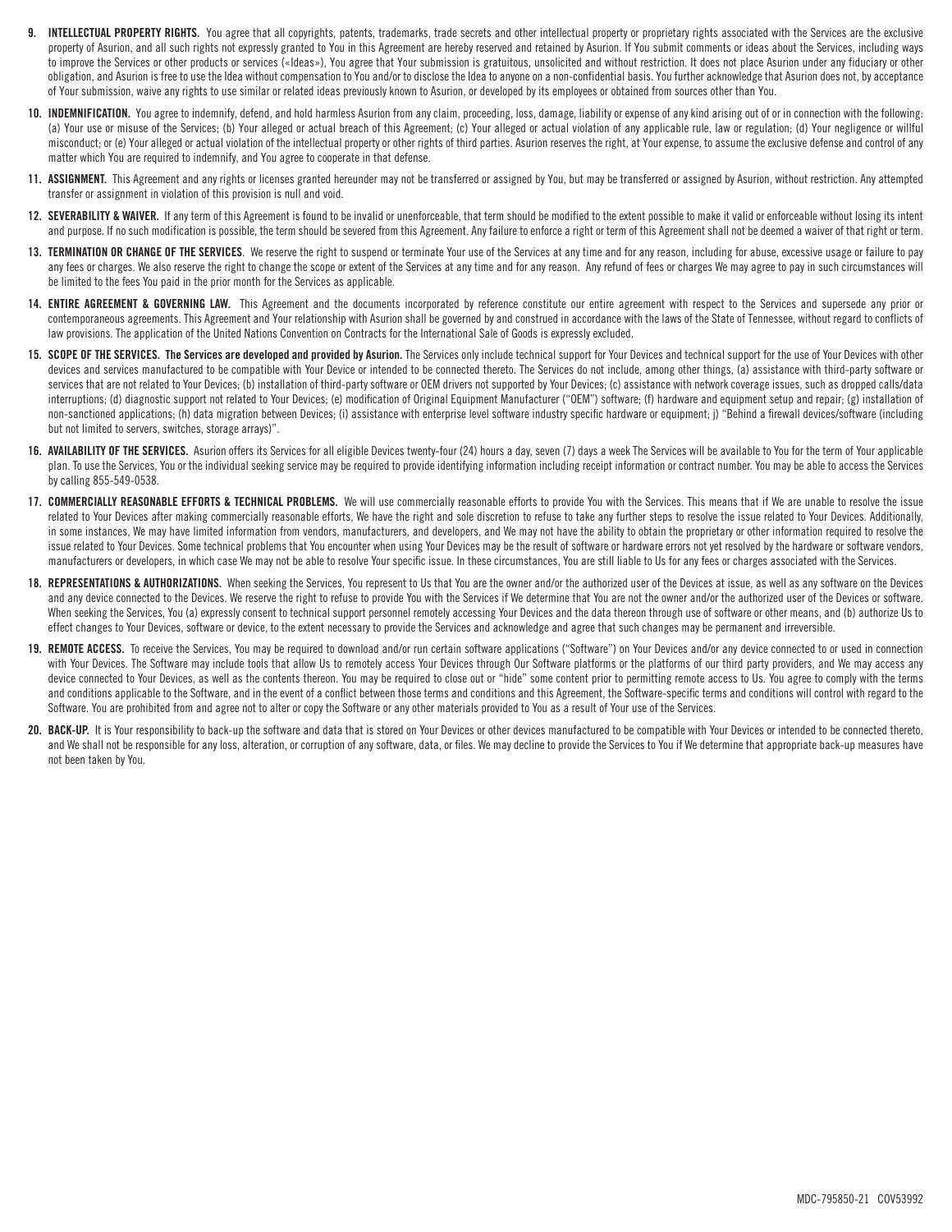9. **INTELLECTUAL PROPERTY RIGHTS.** You agree that all copyrights, patents, trademarks, trade secrets and other intellectual property or proprietary rights associated with the Services are the exclusive property of Asurion, and all such rights not expressly granted to You in this Agreement are hereby reserved and retained by Asurion. If You submit comments or ideas about the Services, including ways to improve the Services or other products or services («Ideas»), You agree that Your submission is gratuitous, unsolicited and without restriction. It does not place Asurion under any fiduciary or other obligation, and Asurion is free to use the Idea without compensation to You and/or to disclose the Idea to anyone on a non-confidential basis. You further acknowledge that Asurion does not, by acceptance of Your submission, waive any rights to use similar or related ideas previously known to Asurion, or developed by its employees or obtained from sources other than You.

10. **INDEMNIFICATION.** You agree to indemnify, defend, and hold harmless Asurion from any claim, proceeding, loss, damage, liability or expense of any kind arising out of or in connection with the following: (a) Your use or misuse of the Services; (b) Your alleged or actual breach of this Agreement; (c) Your alleged or actual violation of any applicable rule, law or regulation; (d) Your negligence or willful misconduct; or (e) Your alleged or actual violation of the intellectual property or other rights of third parties. Asurion reserves the right, at Your expense, to assume the exclusive defense and control of any matter which You are required to indemnify, and You agree to cooperate in that defense.

11. **ASSIGNMENT.** This Agreement and any rights or licenses granted hereunder may not be transferred or assigned by You, but may be transferred or assigned by Asurion, without restriction. Any attempted transfer or assignment in violation of this provision is null and void.

12. **SEVERABILITY & WAIVER.** If any term of this Agreement is found to be invalid or unenforceable, that term should be modified to the extent possible to make it valid or enforceable without losing its intent and purpose. If no such modification is possible, the term should be severed from this Agreement. Any failure to enforce a right or term of this Agreement shall not be deemed a waiver of that right or term.

13. **TERMINATION OR CHANGE OF THE SERVICES**. We reserve the right to suspend or terminate Your use of the Services at any time and for any reason, including for abuse, excessive usage or failure to pay any fees or charges. We also reserve the right to change the scope or extent of the Services at any time and for any reason. Any refund of fees or charges We may agree to pay in such circumstances will be limited to the fees You paid in the prior month for the Services as applicable.

14. **ENTIRE AGREEMENT & GOVERNING LAW.** This Agreement and the documents incorporated by reference constitute our entire agreement with respect to the Services and supersede any prior or contemporaneous agreements. This Agreement and Your relationship with Asurion shall be governed by and construed in accordance with the laws of the State of Tennessee, without regard to conflicts of law provisions. The application of the United Nations Convention on Contracts for the International Sale of Goods is expressly excluded.

15. **SCOPE OF THE SERVICES. The Services are developed and provided by Asurion.** The Services only include technical support for Your Devices and technical support for the use of Your Devices with other devices and services manufactured to be compatible with Your Device or intended to be connected thereto. The Services do not include, among other things, (a) assistance with third-party software or services that are not related to Your Devices; (b) installation of third-party software or OEM drivers not supported by Your Devices; (c) assistance with network coverage issues, such as dropped calls/data interruptions; (d) diagnostic support not related to Your Devices; (e) modification of Original Equipment Manufacturer ("OEM") software; (f) hardware and equipment setup and repair; (g) installation of non-sanctioned applications; (h) data migration between Devices; (i) assistance with enterprise level software industry specific hardware or equipment; j) "Behind a firewall devices/software (including but not limited to servers, switches, storage arrays)".

16. **AVAILABILITY OF THE SERVICES.** Asurion offers its Services for all eligible Devices twenty-four (24) hours a day, seven (7) days a week The Services will be available to You for the term of Your applicable plan. To use the Services, You or the individual seeking service may be required to provide identifying information including receipt information or contract number. You may be able to access the Services by calling 855-549-0538.

17. **COMMERCIALLY REASONABLE EFFORTS & TECHNICAL PROBLEMS.** We will use commercially reasonable efforts to provide You with the Services. This means that if We are unable to resolve the issue related to Your Devices after making commercially reasonable efforts, We have the right and sole discretion to refuse to take any further steps to resolve the issue related to Your Devices. Additionally, in some instances, We may have limited information from vendors, manufacturers, and developers, and We may not have the ability to obtain the proprietary or other information required to resolve the issue related to Your Devices. Some technical problems that You encounter when using Your Devices may be the result of software or hardware errors not yet resolved by the hardware or software vendors, manufacturers or developers, in which case We may not be able to resolve Your specific issue. In these circumstances, You are still liable to Us for any fees or charges associated with the Services.

18. **REPRESENTATIONS & AUTHORIZATIONS.** When seeking the Services, You represent to Us that You are the owner and/or the authorized user of the Devices at issue, as well as any software on the Devices and any device connected to the Devices. We reserve the right to refuse to provide You with the Services if We determine that You are not the owner and/or the authorized user of the Devices or software. When seeking the Services, You (a) expressly consent to technical support personnel remotely accessing Your Devices and the data thereon through use of software or other means, and (b) authorize Us to effect changes to Your Devices, software or device, to the extent necessary to provide the Services and acknowledge and agree that such changes may be permanent and irreversible.

19. **REMOTE ACCESS.** To receive the Services, You may be required to download and/or run certain software applications ("Software") on Your Devices and/or any device connected to or used in connection with Your Devices. The Software may include tools that allow Us to remotely access Your Devices through Our Software platforms or the platforms of our third party providers, and We may access any device connected to Your Devices, as well as the contents thereon. You may be required to close out or "hide" some content prior to permitting remote access to Us. You agree to comply with the terms and conditions applicable to the Software, and in the event of a conflict between those terms and conditions and this Agreement, the Software-specific terms and conditions will control with regard to the Software. You are prohibited from and agree not to alter or copy the Software or any other materials provided to You as a result of Your use of the Services.

20. **BACK-UP.** It is Your responsibility to back-up the software and data that is stored on Your Devices or other devices manufactured to be compatible with Your Devices or intended to be connected thereto, and We shall not be responsible for any loss, alteration, or corruption of any software, data, or files. We may decline to provide the Services to You if We determine that appropriate back-up measures have not been taken by You.

MDC-795850-21 COV53992